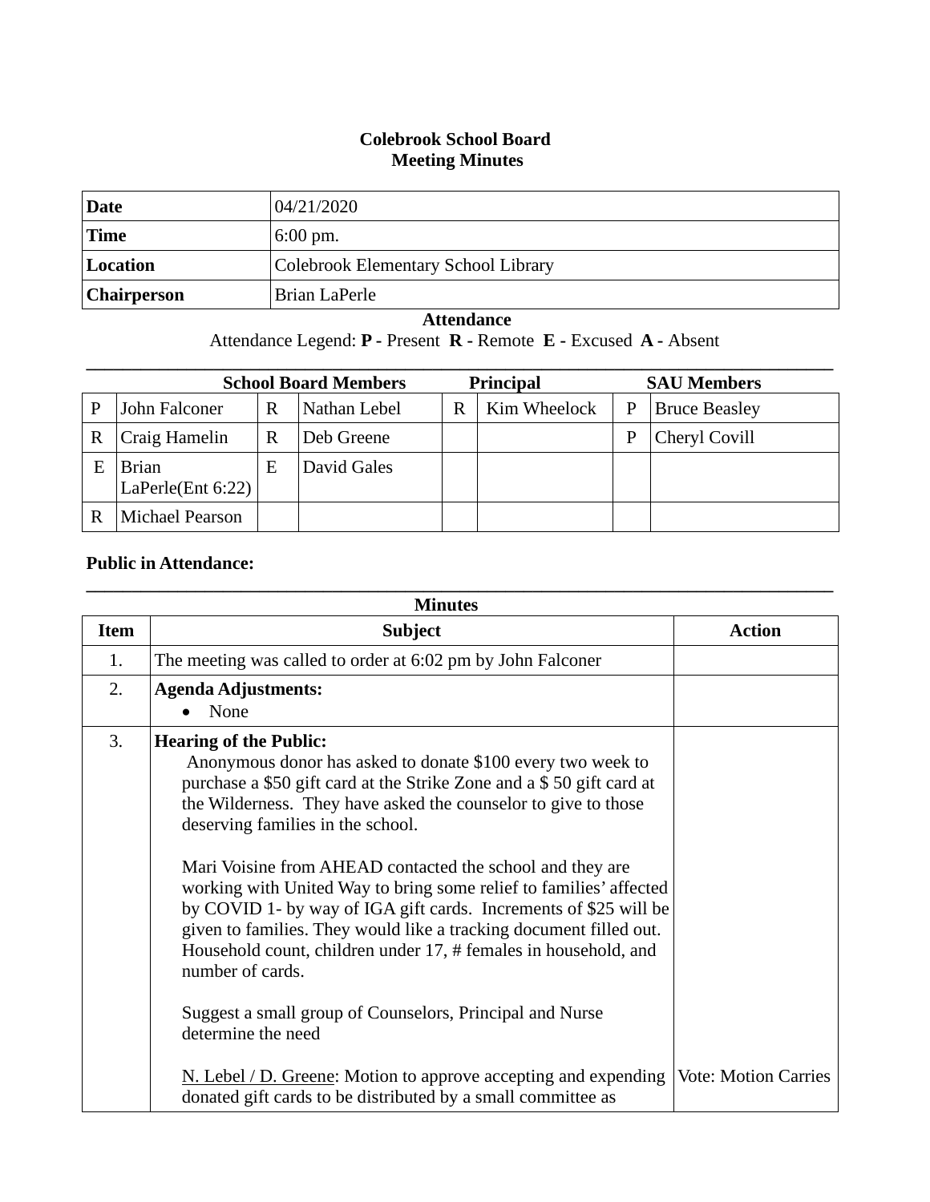# Colebrook School Board
## Meeting Minutes

| | |
|---|---|
| **Date** | 04/21/2020 |
| **Time** | 6:00 pm. |
| **Location** | Colebrook Elementary School Library |
| **Chairperson** | Brian LaPerle |

**Attendance**

Attendance Legend: **P -** Present **R -** Remote **E -** Excused **A -** Absent

| School Board Members | | | | Principal | | SAU Members | |
|---|---|---|---|---|---|---|---|
| P | John Falconer | R | Nathan Lebel | R | Kim Wheelock | P | Bruce Beasley |
| R | Craig Hamelin | R | Deb Greene | | | P | Cheryl Covill |
| E | Brian LaPerle(Ent 6:22) | E | David Gales | | | | |
| R | Michael Pearson | | | | | | |

**Public in Attendance:**

**Minutes**

| Item | Subject | Action |
|---|---|---|
| 1. | The meeting was called to order at 6:02 pm by John Falconer | |
| 2. | **Agenda Adjustments:**<br>• None | |
| 3. | **Hearing of the Public:**<br>Anonymous donor has asked to donate $100 every two week to purchase a $50 gift card at the Strike Zone and a $ 50 gift card at the Wilderness. They have asked the counselor to give to those deserving families in the school.<br><br>Mari Voisine from AHEAD contacted the school and they are working with United Way to bring some relief to families' affected by COVID 1- by way of IGA gift cards. Increments of $25 will be given to families. They would like a tracking document filled out. Household count, children under 17, # females in household, and number of cards.<br><br>Suggest a small group of Counselors, Principal and Nurse determine the need<br><br><u>N. Lebel / D. Greene</u>: Motion to approve accepting and expending donated gift cards to be distributed by a small committee as | Vote: Motion Carries |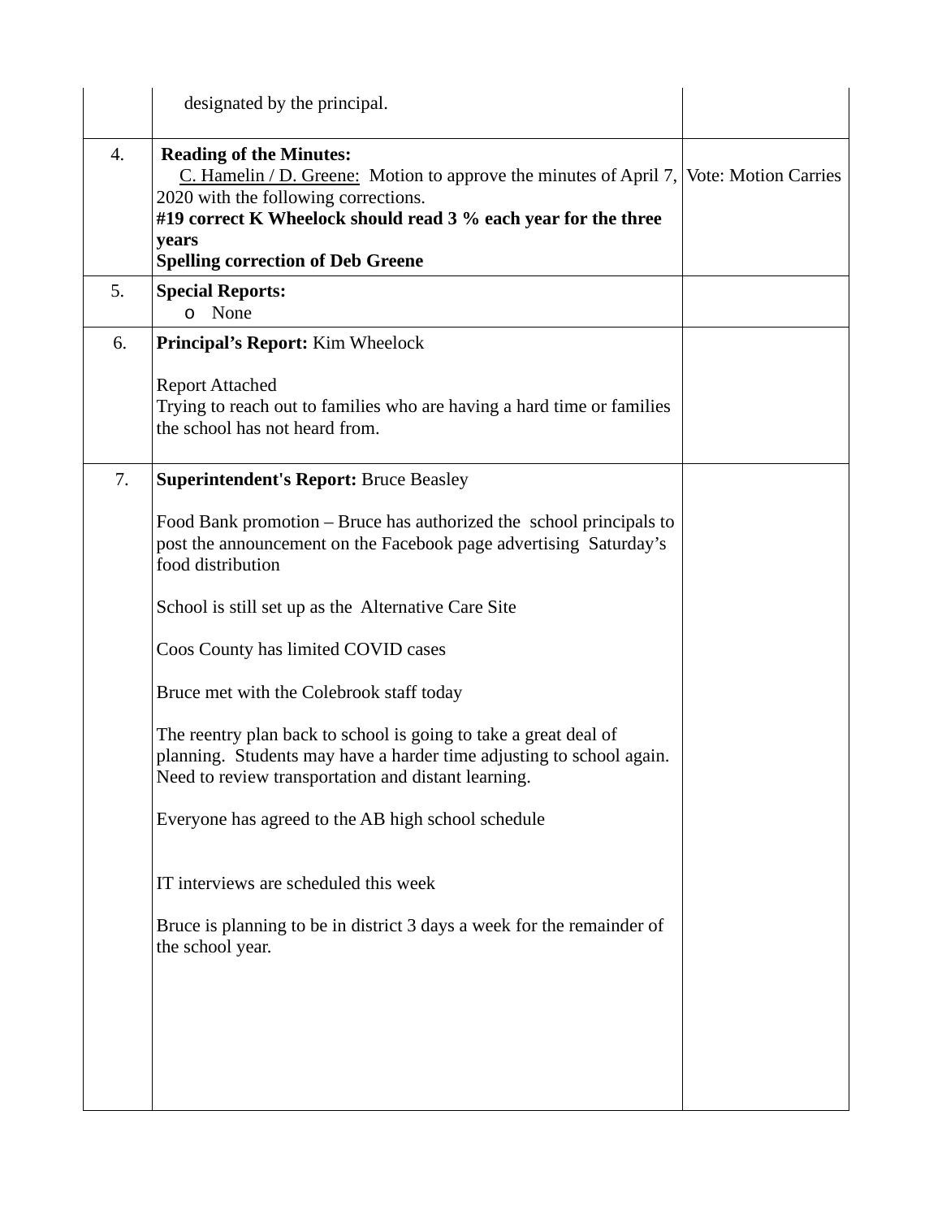| | | |
|---|---|---|
| | designated by the principal. | |
| 4. | **Reading of the Minutes:**<br>C. Hamelin / D. Greene: Motion to approve the minutes of April 7, 2020 with the following corrections.<br>**#19 correct K Wheelock should read 3 % each year for the three years**<br>**Spelling correction of Deb Greene** | Vote: Motion Carries |
| 5. | **Special Reports:**<br>o None | |
| 6. | **Principal's Report:** Kim Wheelock<br><br>Report Attached<br>Trying to reach out to families who are having a hard time or families the school has not heard from. | |
| 7. | **Superintendent's Report:** Bruce Beasley<br><br>Food Bank promotion – Bruce has authorized the school principals to post the announcement on the Facebook page advertising Saturday's food distribution<br><br>School is still set up as the Alternative Care Site<br><br>Coos County has limited COVID cases<br><br>Bruce met with the Colebrook staff today<br><br>The reentry plan back to school is going to take a great deal of planning. Students may have a harder time adjusting to school again. Need to review transportation and distant learning.<br><br>Everyone has agreed to the AB high school schedule<br><br>IT interviews are scheduled this week<br><br>Bruce is planning to be in district 3 days a week for the remainder of the school year. | |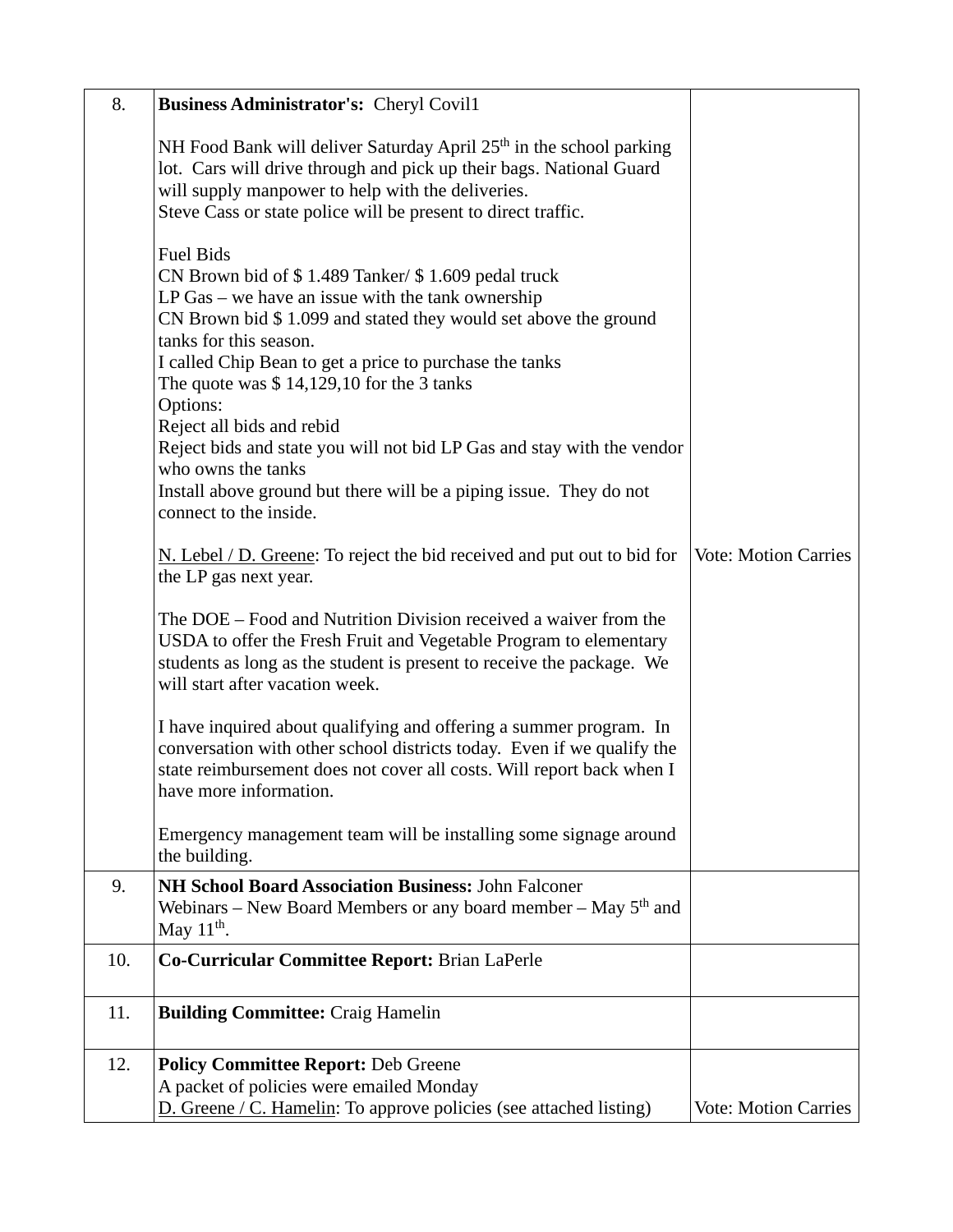| | | |
|---|---|---|
| 8. | **Business Administrator's:** Cheryl Covil1<br><br>NH Food Bank will deliver Saturday April 25th in the school parking lot. Cars will drive through and pick up their bags. National Guard will supply manpower to help with the deliveries.<br>Steve Cass or state police will be present to direct traffic.<br><br>Fuel Bids<br>CN Brown bid of $ 1.489 Tanker/ $ 1.609 pedal truck<br>LP Gas – we have an issue with the tank ownership<br>CN Brown bid $ 1.099 and stated they would set above the ground tanks for this season.<br>I called Chip Bean to get a price to purchase the tanks<br>The quote was $ 14,129,10 for the 3 tanks<br>Options:<br>Reject all bids and rebid<br>Reject bids and state you will not bid LP Gas and stay with the vendor who owns the tanks<br>Install above ground but there will be a piping issue. They do not connect to the inside.<br><br><u>N. Lebel / D. Greene</u>: To reject the bid received and put out to bid for the LP gas next year.<br><br>The DOE – Food and Nutrition Division received a waiver from the USDA to offer the Fresh Fruit and Vegetable Program to elementary students as long as the student is present to receive the package. We will start after vacation week.<br><br>I have inquired about qualifying and offering a summer program. In conversation with other school districts today. Even if we qualify the state reimbursement does not cover all costs. Will report back when I have more information.<br><br>Emergency management team will be installing some signage around the building. | Vote: Motion Carries |
| 9. | **NH School Board Association Business:** John Falconer<br>Webinars – New Board Members or any board member – May 5th and May 11th. | |
| 10. | **Co-Curricular Committee Report:** Brian LaPerle | |
| 11. | **Building Committee:** Craig Hamelin | |
| 12. | **Policy Committee Report:** Deb Greene<br>A packet of policies were emailed Monday<br><u>D. Greene / C. Hamelin</u>: To approve policies (see attached listing) | Vote: Motion Carries |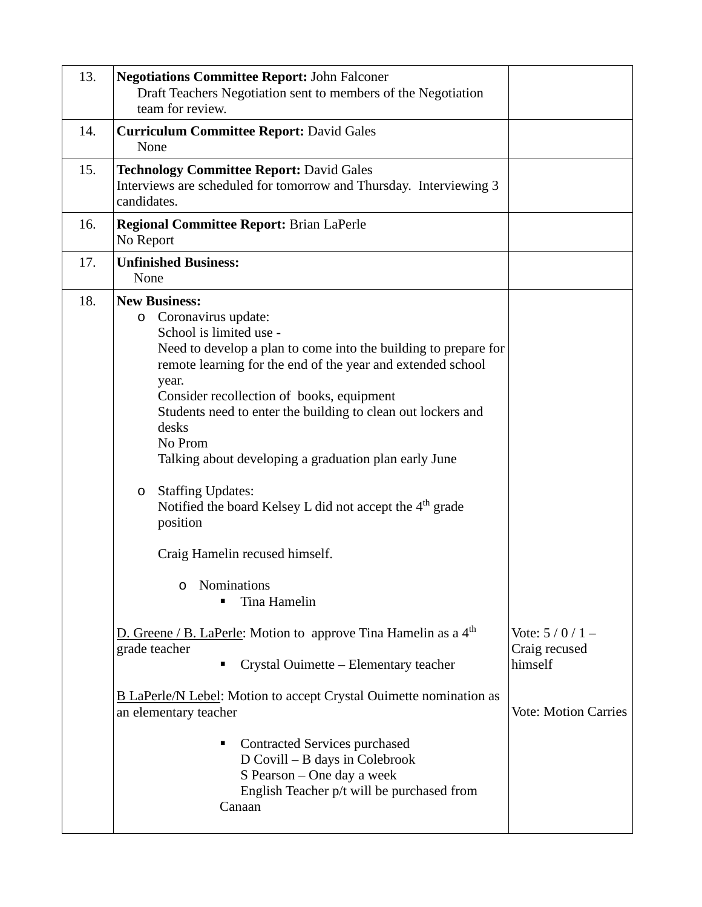| | | |
|---|---|---|
| 13. | **Negotiations Committee Report:** John Falconer<br>Draft Teachers Negotiation sent to members of the Negotiation team for review. | |
| 14. | **Curriculum Committee Report:** David Gales<br>None | |
| 15. | **Technology Committee Report:** David Gales<br>Interviews are scheduled for tomorrow and Thursday. Interviewing 3 candidates. | |
| 16. | **Regional Committee Report:** Brian LaPerle<br>No Report | |
| 17. | **Unfinished Business:**<br>None | |
| 18. | **New Business:**<br>o Coronavirus update:<br>School is limited use -<br>Need to develop a plan to come into the building to prepare for remote learning for the end of the year and extended school year.<br>Consider recollection of books, equipment<br>Students need to enter the building to clean out lockers and desks<br>No Prom<br>Talking about developing a graduation plan early June<br><br>o Staffing Updates:<br>Notified the board Kelsey L did not accept the 4th grade position<br><br>Craig Hamelin recused himself.<br><br>o Nominations<br>▪ Tina Hamelin<br><br>D. Greene / B. LaPerle: Motion to approve Tina Hamelin as a 4th grade teacher<br>▪ Crystal Ouimette – Elementary teacher<br><br>B LaPerle/N Lebel: Motion to accept Crystal Ouimette nomination as an elementary teacher<br><br>▪ Contracted Services purchased<br>D Covill – B days in Colebrook<br>S Pearson – One day a week<br>English Teacher p/t will be purchased from Canaan | Vote: 5 / 0 / 1 – Craig recused himself<br><br>Vote: Motion Carries |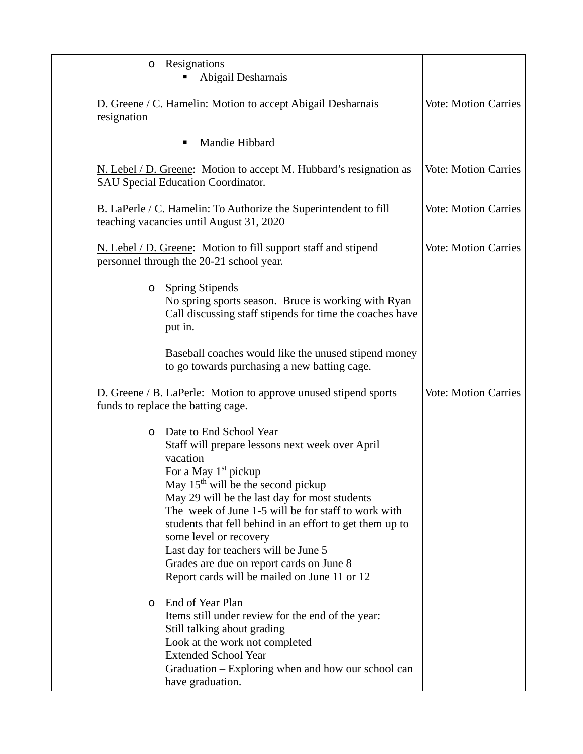| | | |
|---|---|---|
| | - Resignations<br>  - Abigail Desharnais | |
| | D. Greene / C. Hamelin: Motion to accept Abigail Desharnais resignation | Vote: Motion Carries |
| | - Mandie Hibbard | |
| | N. Lebel / D. Greene: Motion to accept M. Hubbard's resignation as SAU Special Education Coordinator. | Vote: Motion Carries |
| | B. LaPerle / C. Hamelin: To Authorize the Superintendent to fill teaching vacancies until August 31, 2020 | Vote: Motion Carries |
| | N. Lebel / D. Greene: Motion to fill support staff and stipend personnel through the 20-21 school year. | Vote: Motion Carries |
| | - Spring Stipends<br>No spring sports season. Bruce is working with Ryan Call discussing staff stipends for time the coaches have put in.<br><br>Baseball coaches would like the unused stipend money to go towards purchasing a new batting cage. | |
| | D. Greene / B. LaPerle: Motion to approve unused stipend sports funds to replace the batting cage. | Vote: Motion Carries |
| | - Date to End School Year<br>Staff will prepare lessons next week over April vacation<br>For a May 1st pickup<br>May 15th will be the second pickup<br>May 29 will be the last day for most students<br>The week of June 1-5 will be for staff to work with students that fell behind in an effort to get them up to some level or recovery<br>Last day for teachers will be June 5<br>Grades are due on report cards on June 8<br>Report cards will be mailed on June 11 or 12 | |
| | - End of Year Plan<br>Items still under review for the end of the year:<br>Still talking about grading<br>Look at the work not completed<br>Extended School Year<br>Graduation – Exploring when and how our school can have graduation. | |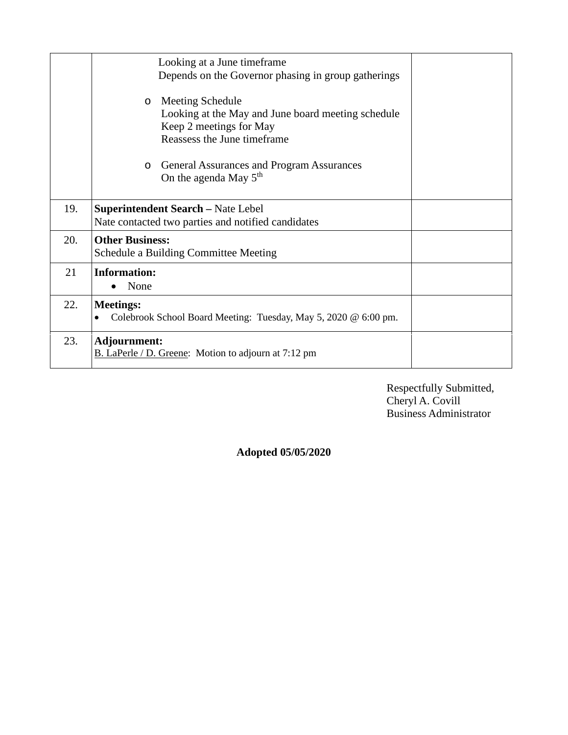| | | |
|---|---|---|
| | Looking at a June timeframe<br>Depends on the Governor phasing in group gatherings<br><br>o Meeting Schedule<br>Looking at the May and June board meeting schedule<br>Keep 2 meetings for May<br>Reassess the June timeframe<br><br>o General Assurances and Program Assurances<br>On the agenda May 5th | |
| 19. | **Superintendent Search –** Nate Lebel<br>Nate contacted two parties and notified candidates | |
| 20. | **Other Business:**<br>Schedule a Building Committee Meeting | |
| 21 | **Information:**<br>• None | |
| 22. | **Meetings:**<br>• Colebrook School Board Meeting: Tuesday, May 5, 2020 @ 6:00 pm. | |
| 23. | **Adjournment:**<br>B. LaPerle / D. Greene: Motion to adjourn at 7:12 pm | |

Respectfully Submitted,
Cheryl A. Covill
Business Administrator

**Adopted 05/05/2020**